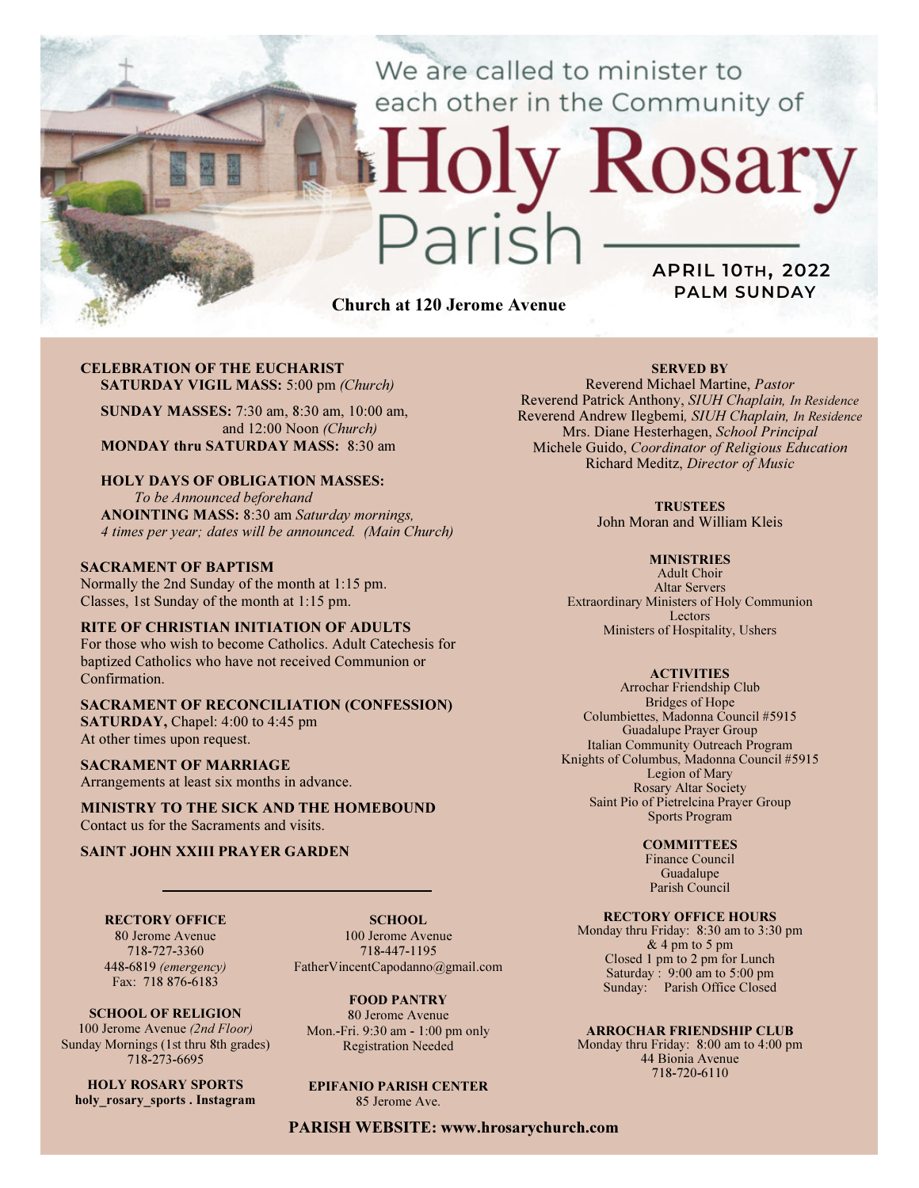We are called to minister to each other in the Community of

# Holy Rosary Parish

**APRIL 10TH, 2022**
**PALM SUNDAY**

**Church at 120 Jerome Avenue**

**CELEBRATION OF THE EUCHARIST**
**SATURDAY VIGIL MASS:** 5:00 pm *(Church)*

**SUNDAY MASSES:** 7:30 am, 8:30 am, 10:00 am, and 12:00 Noon *(Church)*
**MONDAY thru SATURDAY MASS:** 8:30 am

**HOLY DAYS OF OBLIGATION MASSES:**
*To be Announced beforehand*
**ANOINTING MASS:** 8:30 am *Saturday mornings, 4 times per year; dates will be announced. (Main Church)*

**SACRAMENT OF BAPTISM**
Normally the 2nd Sunday of the month at 1:15 pm.
Classes, 1st Sunday of the month at 1:15 pm.

**RITE OF CHRISTIAN INITIATION OF ADULTS**
For those who wish to become Catholics. Adult Catechesis for baptized Catholics who have not received Communion or Confirmation.

**SACRAMENT OF RECONCILIATION (CONFESSION)**
**SATURDAY,** Chapel: 4:00 to 4:45 pm
At other times upon request.

**SACRAMENT OF MARRIAGE**
Arrangements at least six months in advance.

**MINISTRY TO THE SICK AND THE HOMEBOUND**
Contact us for the Sacraments and visits.

**SAINT JOHN XXIII PRAYER GARDEN**

**SERVED BY**
Reverend Michael Martine, *Pastor*
Reverend Patrick Anthony, *SIUH Chaplain, In Residence*
Reverend Andrew Ilegbemi*, SIUH Chaplain, In Residence*
Mrs. Diane Hesterhagen, *School Principal*
Michele Guido, *Coordinator of Religious Education*
Richard Meditz, *Director of Music*

**TRUSTEES**
John Moran and William Kleis

**MINISTRIES**
Adult Choir
Altar Servers
Extraordinary Ministers of Holy Communion
Lectors
Ministers of Hospitality, Ushers

**ACTIVITIES**
Arrochar Friendship Club
Bridges of Hope
Columbiettes, Madonna Council #5915
Guadalupe Prayer Group
Italian Community Outreach Program
Knights of Columbus, Madonna Council #5915
Legion of Mary
Rosary Altar Society
Saint Pio of Pietrelcina Prayer Group
Sports Program

**COMMITTEES**
Finance Council
Guadalupe
Parish Council

**RECTORY OFFICE**
80 Jerome Avenue
718-727-3360
448-6819 *(emergency)*
Fax: 718 876-6183

**SCHOOL**
100 Jerome Avenue
718-447-1195
FatherVincentCapodanno@gmail.com

**SCHOOL OF RELIGION**
100 Jerome Avenue *(2nd Floor)*
Sunday Mornings (1st thru 8th grades)
718-273-6695

**FOOD PANTRY**
80 Jerome Avenue
Mon.-Fri. 9:30 am - 1:00 pm only
Registration Needed

**HOLY ROSARY SPORTS**
**holy_rosary_sports . Instagram**

**EPIFANIO PARISH CENTER**
85 Jerome Ave.

**RECTORY OFFICE HOURS**
Monday thru Friday: 8:30 am to 3:30 pm
& 4 pm to 5 pm
Closed 1 pm to 2 pm for Lunch
Saturday : 9:00 am to 5:00 pm
Sunday: Parish Office Closed

**ARROCHAR FRIENDSHIP CLUB**
Monday thru Friday: 8:00 am to 4:00 pm
44 Bionia Avenue
718-720-6110

**PARISH WEBSITE: www.hrosarychurch.com**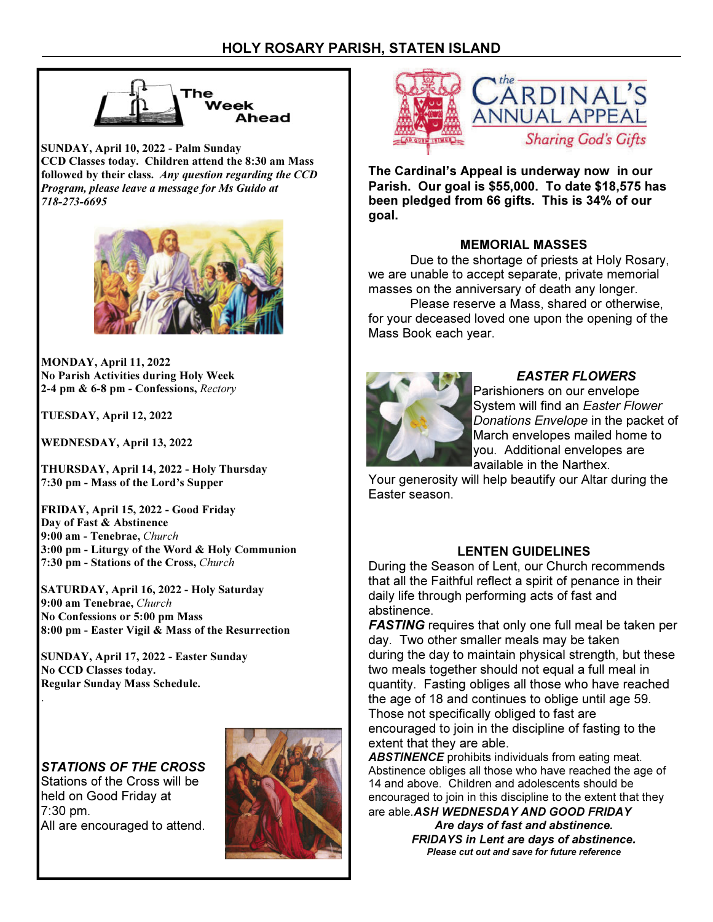# HOLY ROSARY PARISH, STATEN ISLAND

## The Week Ahead

**SUNDAY, April 10, 2022 - Palm Sunday**
**CCD Classes today. Children attend the 8:30 am Mass followed by their class.** ***Any question regarding the CCD Program, please leave a message for Ms Guido at 718-273-6695***

**MONDAY, April 11, 2022**
**No Parish Activities during Holy Week**
**2-4 pm & 6-8 pm - Confessions,** *Rectory*

**TUESDAY, April 12, 2022**

**WEDNESDAY, April 13, 2022**

**THURSDAY, April 14, 2022 - Holy Thursday**
**7:30 pm - Mass of the Lord's Supper**

**FRIDAY, April 15, 2022 - Good Friday**
**Day of Fast & Abstinence**
**9:00 am - Tenebrae,** *Church*
**3:00 pm - Liturgy of the Word & Holy Communion**
**7:30 pm - Stations of the Cross,** *Church*

**SATURDAY, April 16, 2022 - Holy Saturday**
**9:00 am Tenebrae,** *Church*
**No Confessions or 5:00 pm Mass**
**8:00 pm - Easter Vigil & Mass of the Resurrection**

**SUNDAY, April 17, 2022 - Easter Sunday**
**No CCD Classes today.**
**Regular Sunday Mass Schedule.**

### *STATIONS OF THE CROSS*

Stations of the Cross will be held on Good Friday at 7:30 pm.
All are encouraged to attend.

## The Cardinal's Annual Appeal
*Sharing God's Gifts*

**The Cardinal's Appeal is underway now in our Parish. Our goal is $55,000. To date $18,575 has been pledged from 66 gifts. This is 34% of our goal.**

### MEMORIAL MASSES

Due to the shortage of priests at Holy Rosary, we are unable to accept separate, private memorial masses on the anniversary of death any longer.

Please reserve a Mass, shared or otherwise, for your deceased loved one upon the opening of the Mass Book each year.

### *EASTER FLOWERS*

Parishioners on our envelope System will find an *Easter Flower Donations Envelope* in the packet of March envelopes mailed home to you. Additional envelopes are available in the Narthex.
Your generosity will help beautify our Altar during the Easter season.

### LENTEN GUIDELINES

During the Season of Lent, our Church recommends that all the Faithful reflect a spirit of penance in their daily life through performing acts of fast and abstinence.

***FASTING*** requires that only one full meal be taken per day. Two other smaller meals may be taken during the day to maintain physical strength, but these two meals together should not equal a full meal in quantity. Fasting obliges all those who have reached the age of 18 and continues to oblige until age 59. Those not specifically obliged to fast are encouraged to join in the discipline of fasting to the extent that they are able.

***ABSTINENCE*** prohibits individuals from eating meat. Abstinence obliges all those who have reached the age of 14 and above. Children and adolescents should be encouraged to join in this discipline to the extent that they are able. ***ASH WEDNESDAY AND GOOD FRIDAY Are days of fast and abstinence.***
***FRIDAYS in Lent are days of abstinence.***
***Please cut out and save for future reference***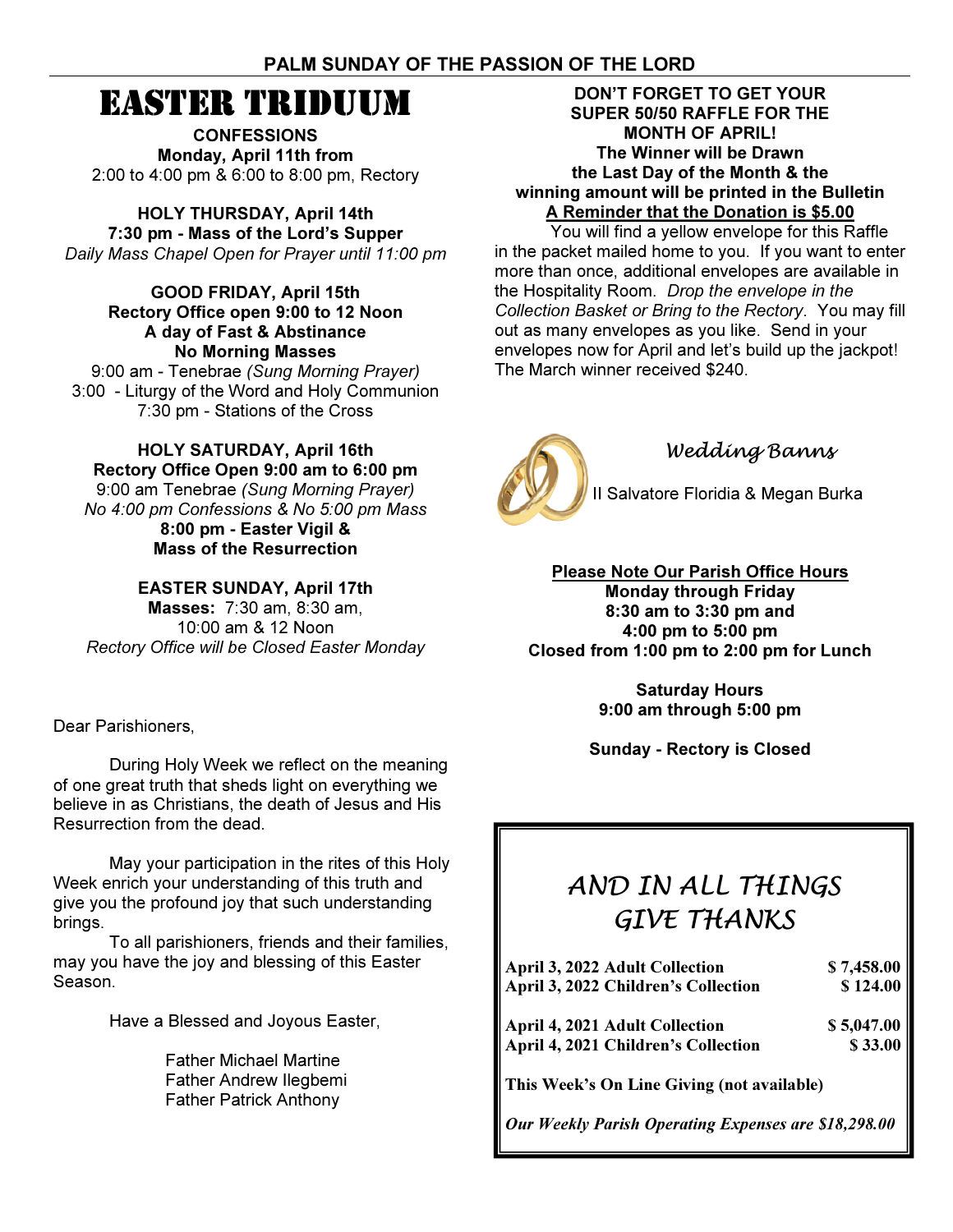# PALM SUNDAY OF THE PASSION OF THE LORD

## EASTER TRIDUUM

**CONFESSIONS**
**Monday, April 11th from**
2:00 to 4:00 pm & 6:00 to 8:00 pm, Rectory

**HOLY THURSDAY, April 14th**
**7:30 pm - Mass of the Lord's Supper**
*Daily Mass Chapel Open for Prayer until 11:00 pm*

**GOOD FRIDAY, April 15th**
**Rectory Office open 9:00 to 12 Noon**
**A day of Fast & Abstinance**
**No Morning Masses**
9:00 am - Tenebrae *(Sung Morning Prayer)*
3:00 - Liturgy of the Word and Holy Communion
7:30 pm - Stations of the Cross

**HOLY SATURDAY, April 16th**
**Rectory Office Open 9:00 am to 6:00 pm**
9:00 am Tenebrae *(Sung Morning Prayer)*
*No 4:00 pm Confessions & No 5:00 pm Mass*
**8:00 pm - Easter Vigil &**
**Mass of the Resurrection**

**EASTER SUNDAY, April 17th**
**Masses:** 7:30 am, 8:30 am,
10:00 am & 12 Noon
*Rectory Office will be Closed Easter Monday*

Dear Parishioners,

During Holy Week we reflect on the meaning of one great truth that sheds light on everything we believe in as Christians, the death of Jesus and His Resurrection from the dead.

May your participation in the rites of this Holy Week enrich your understanding of this truth and give you the profound joy that such understanding brings.

To all parishioners, friends and their families, may you have the joy and blessing of this Easter Season.

Have a Blessed and Joyous Easter,

Father Michael Martine
Father Andrew Ilegbemi
Father Patrick Anthony

**DON'T FORGET TO GET YOUR SUPER 50/50 RAFFLE FOR THE MONTH OF APRIL!**
**The Winner will be Drawn the Last Day of the Month & the winning amount will be printed in the Bulletin**
**A Reminder that the Donation is $5.00**

You will find a yellow envelope for this Raffle in the packet mailed home to you. If you want to enter more than once, additional envelopes are available in the Hospitality Room. *Drop the envelope in the Collection Basket or Bring to the Rectory*. You may fill out as many envelopes as you like. Send in your envelopes now for April and let's build up the jackpot! The March winner received $240.

### *Wedding Banns*

II Salvatore Floridia & Megan Burka

**Please Note Our Parish Office Hours**
**Monday through Friday**
**8:30 am to 3:30 pm and**
**4:00 pm to 5:00 pm**
**Closed from 1:00 pm to 2:00 pm for Lunch**

**Saturday Hours**
**9:00 am through 5:00 pm**

**Sunday - Rectory is Closed**

## *AND IN ALL THINGS GIVE THANKS*

| | |
|---|---|
| **April 3, 2022 Adult Collection** | **$ 7,458.00** |
| **April 3, 2022 Children's Collection** | **$ 124.00** |
| **April 4, 2021 Adult Collection** | **$ 5,047.00** |
| **April 4, 2021 Children's Collection** | **$ 33.00** |

**This Week's On Line Giving (not available)**

***Our Weekly Parish Operating Expenses are $18,298.00***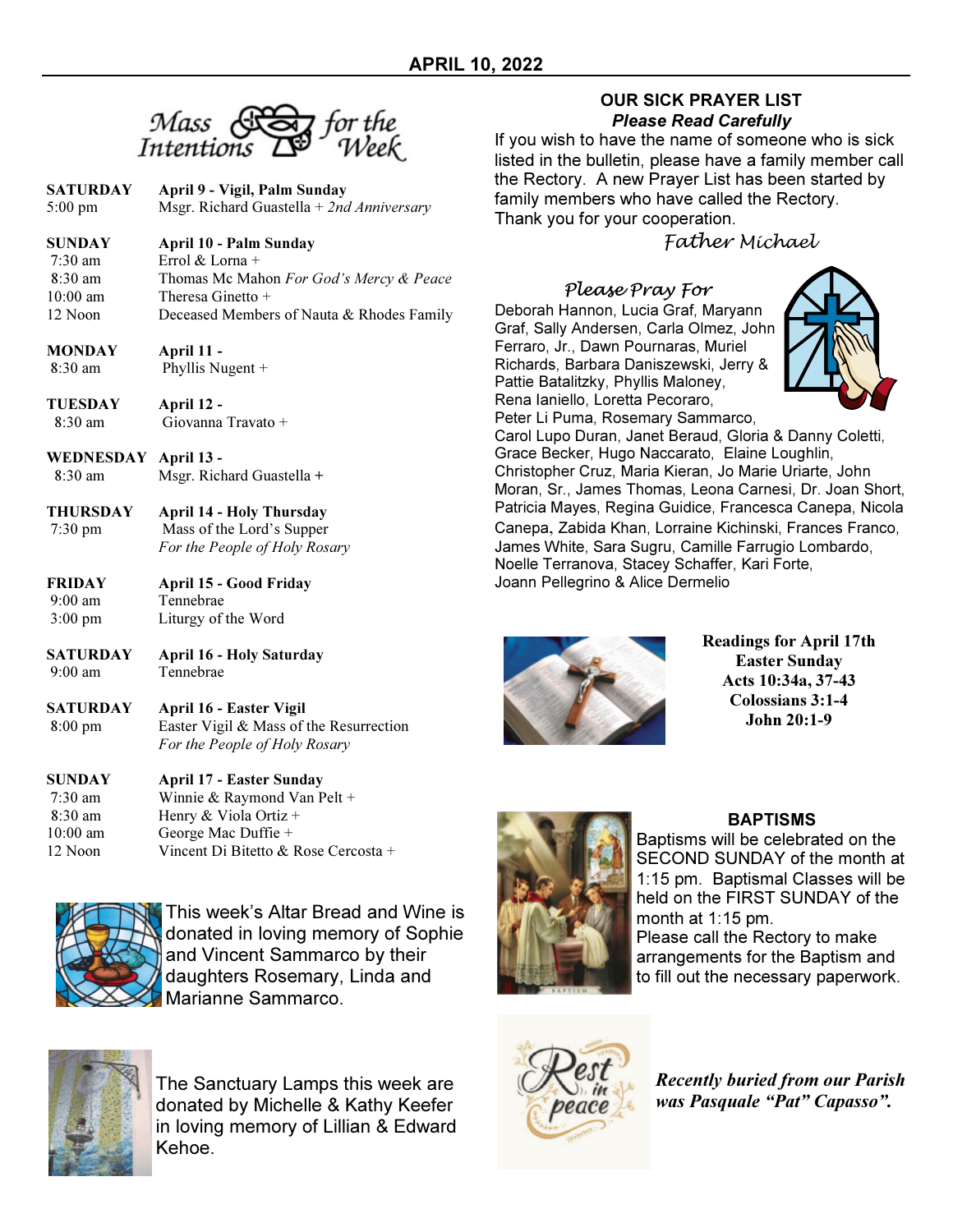**APRIL 10, 2022**

## Mass Intentions for the Week

| | |
|---|---|
| **SATURDAY** | **April 9 - Vigil, Palm Sunday** |
| 5:00 pm | Msgr. Richard Guastella + *2nd Anniversary* |
| **SUNDAY** | **April 10 - Palm Sunday** |
| 7:30 am | Errol & Lorna + |
| 8:30 am | Thomas Mc Mahon *For God's Mercy & Peace* |
| 10:00 am | Theresa Ginetto + |
| 12 Noon | Deceased Members of Nauta & Rhodes Family |
| **MONDAY** | **April 11 -** |
| 8:30 am | Phyllis Nugent + |
| **TUESDAY** | **April 12 -** |
| 8:30 am | Giovanna Travato + |
| **WEDNESDAY** | **April 13 -** |
| 8:30 am | Msgr. Richard Guastella + |
| **THURSDAY** | **April 14 - Holy Thursday** |
| 7:30 pm | Mass of the Lord's Supper *For the People of Holy Rosary* |
| **FRIDAY** | **April 15 - Good Friday** |
| 9:00 am | Tennebrae |
| 3:00 pm | Liturgy of the Word |
| **SATURDAY** | **April 16 - Holy Saturday** |
| 9:00 am | Tennebrae |
| **SATURDAY** | **April 16 - Easter Vigil** |
| 8:00 pm | Easter Vigil & Mass of the Resurrection *For the People of Holy Rosary* |
| **SUNDAY** | **April 17 - Easter Sunday** |
| 7:30 am | Winnie & Raymond Van Pelt + |
| 8:30 am | Henry & Viola Ortiz + |
| 10:00 am | George Mac Duffie + |
| 12 Noon | Vincent Di Bitetto & Rose Cercosta + |

This week's Altar Bread and Wine is donated in loving memory of Sophie and Vincent Sammarco by their daughters Rosemary, Linda and Marianne Sammarco.

The Sanctuary Lamps this week are donated by Michelle & Kathy Keefer in loving memory of Lillian & Edward Kehoe.

## OUR SICK PRAYER LIST

***Please Read Carefully***

If you wish to have the name of someone who is sick listed in the bulletin, please have a family member call the Rectory. A new Prayer List has been started by family members who have called the Rectory. Thank you for your cooperation.

*Father Michael*

### *Please Pray For*

Deborah Hannon, Lucia Graf, Maryann Graf, Sally Andersen, Carla Olmez, John Ferraro, Jr., Dawn Pournaras, Muriel Richards, Barbara Daniszewski, Jerry & Pattie Batalitzky, Phyllis Maloney, Rena Ianiello, Loretta Pecoraro, Peter Li Puma, Rosemary Sammarco, Carol Lupo Duran, Janet Beraud, Gloria & Danny Coletti, Grace Becker, Hugo Naccarato, Elaine Loughlin, Christopher Cruz, Maria Kieran, Jo Marie Uriarte, John Moran, Sr., James Thomas, Leona Carnesi, Dr. Joan Short, Patricia Mayes, Regina Guidice, Francesca Canepa, Nicola Canepa, Zabida Khan, Lorraine Kichinski, Frances Franco, James White, Sara Sugru, Camille Farrugio Lombardo, Noelle Terranova, Stacey Schaffer, Kari Forte, Joann Pellegrino & Alice Dermelio

**Readings for April 17th**
**Easter Sunday**
**Acts 10:34a, 37-43**
**Colossians 3:1-4**
**John 20:1-9**

## BAPTISMS

Baptisms will be celebrated on the SECOND SUNDAY of the month at 1:15 pm. Baptismal Classes will be held on the FIRST SUNDAY of the month at 1:15 pm.
Please call the Rectory to make arrangements for the Baptism and to fill out the necessary paperwork.

Rest in peace

***Recently buried from our Parish was Pasquale "Pat" Capasso".***